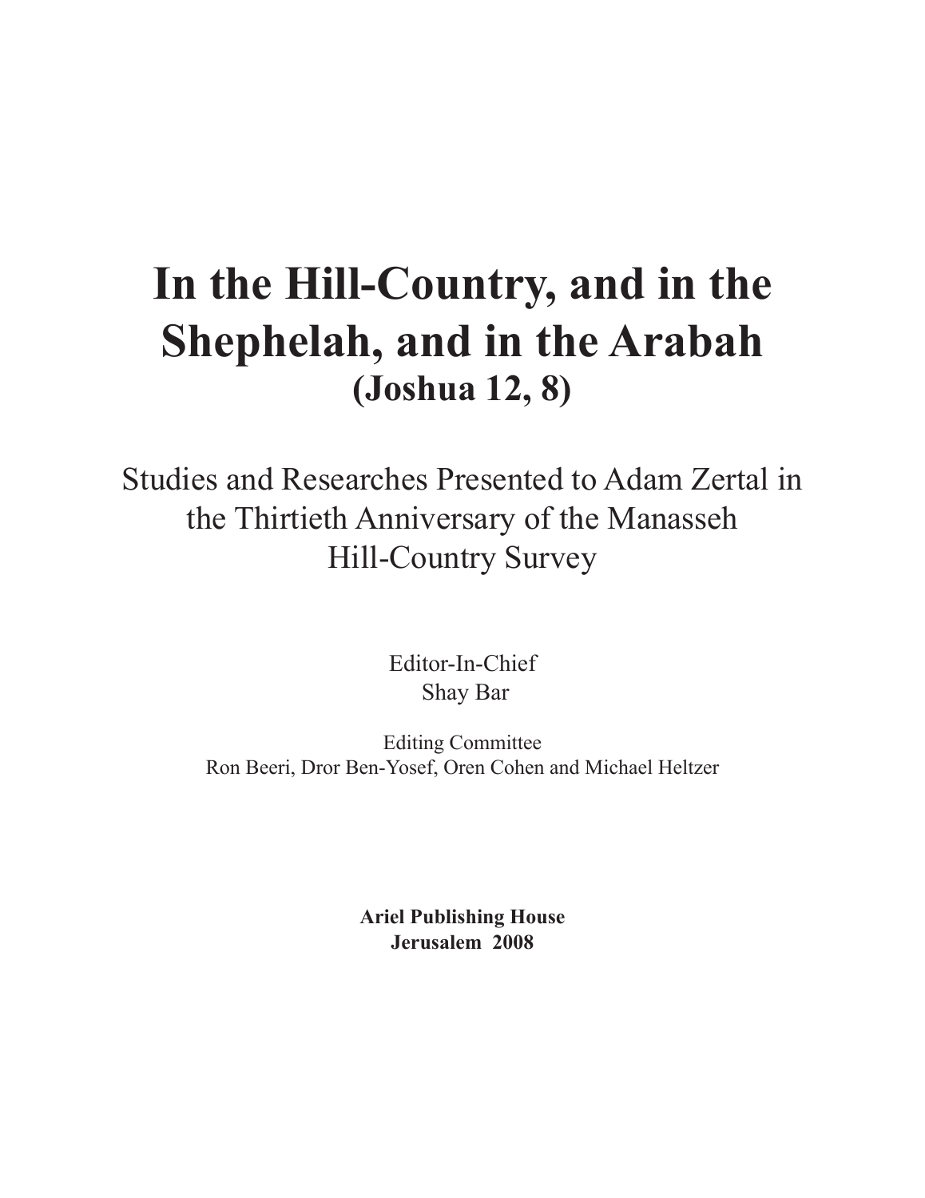# In the Hill-Country, and in the Shephelah, and in the Arabah

## (Joshua 12, 8)

Studies and Researches Presented to Adam Zertal in the Thirtieth Anniversary of the Manasseh Hill-Country Survey

Editor-In-Chief
Shay Bar

Editing Committee
Ron Beeri, Dror Ben-Yosef, Oren Cohen and Michael Heltzer

**Ariel Publishing House**
**Jerusalem 2008**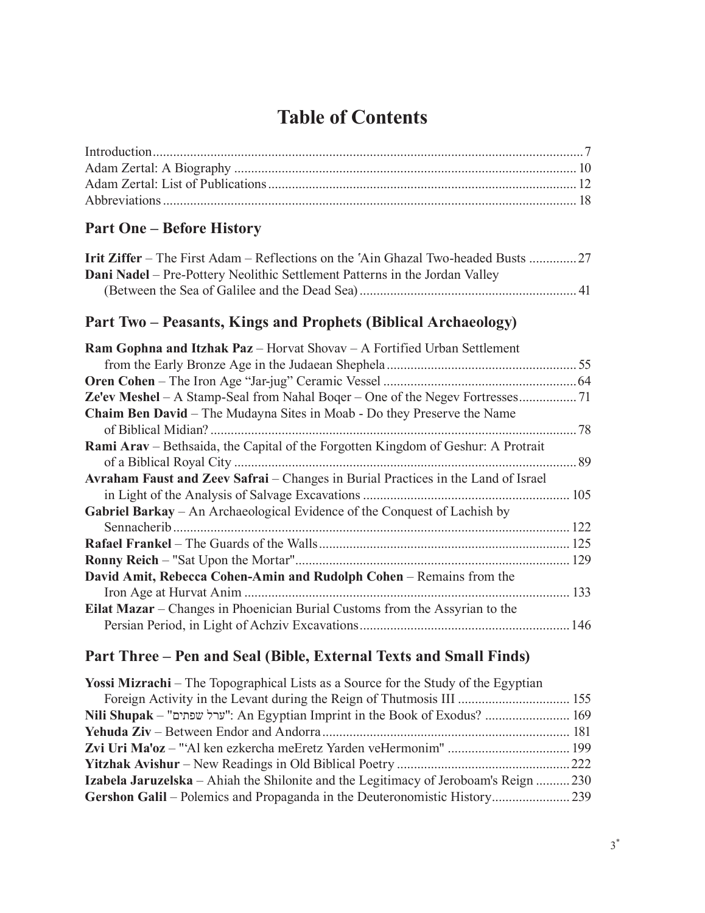# Table of Contents

Introduction .............................................................................................................. 7
Adam Zertal: A Biography ..................................................................................... 10
Adam Zertal: List of Publications ........................................................................... 12
Abbreviations .......................................................................................................... 18

## Part One – Before History

**Irit Ziffer** – The First Adam – Reflections on the ʿAin Ghazal Two-headed Busts .............. 27
**Dani Nadel** – Pre-Pottery Neolithic Settlement Patterns in the Jordan Valley (Between the Sea of Galilee and the Dead Sea) ............................................................... 41

## Part Two – Peasants, Kings and Prophets (Biblical Archaeology)

**Ram Gophna and Itzhak Paz** – Horvat Shovav – A Fortified Urban Settlement from the Early Bronze Age in the Judaean Shephela ....................................................... 55
**Oren Cohen** – The Iron Age "Jar-jug" Ceramic Vessel ......................................................... 64
**Ze'ev Meshel** – A Stamp-Seal from Nahal Boqer – One of the Negev Fortresses................. 71
**Chaim Ben David** – The Mudayna Sites in Moab - Do they Preserve the Name of Biblical Midian? ........................................................................................................... 78
**Rami Arav** – Bethsaida, the Capital of the Forgotten Kingdom of Geshur: A Protrait of a Biblical Royal City ..................................................................................................... 89
**Avraham Faust and Zeev Safrai** – Changes in Burial Practices in the Land of Israel in Light of the Analysis of Salvage Excavations ............................................................ 105
**Gabriel Barkay** – An Archaeological Evidence of the Conquest of Lachish by Sennacherib .................................................................................................................... 122
**Rafael Frankel** – The Guards of the Walls ......................................................................... 125
**Ronny Reich** – "Sat Upon the Mortar" ................................................................................ 129
**David Amit, Rebecca Cohen-Amin and Rudolph Cohen** – Remains from the Iron Age at Hurvat Anim ............................................................................................... 133
**Eilat Mazar** – Changes in Phoenician Burial Customs from the Assyrian to the Persian Period, in Light of Achziv Excavations ............................................................. 146

## Part Three – Pen and Seal (Bible, External Texts and Small Finds)

**Yossi Mizrachi** – The Topographical Lists as a Source for the Study of the Egyptian Foreign Activity in the Levant during the Reign of Thutmosis III ................................. 155
**Nili Shupak** – "ערל שפתים": An Egyptian Imprint in the Book of Exodus? ......................... 169
**Yehuda Ziv** – Between Endor and Andorra ......................................................................... 181
**Zvi Uri Ma'oz** – "'Al ken ezkercha meEretz Yarden veHermonim" .................................... 199
**Yitzhak Avishur** – New Readings in Old Biblical Poetry ................................................... 222
**Izabela Jaruzelska** – Ahiah the Shilonite and the Legitimacy of Jeroboam's Reign .......... 230
**Gershon Galil** – Polemics and Propaganda in the Deuteronomistic History ....................... 239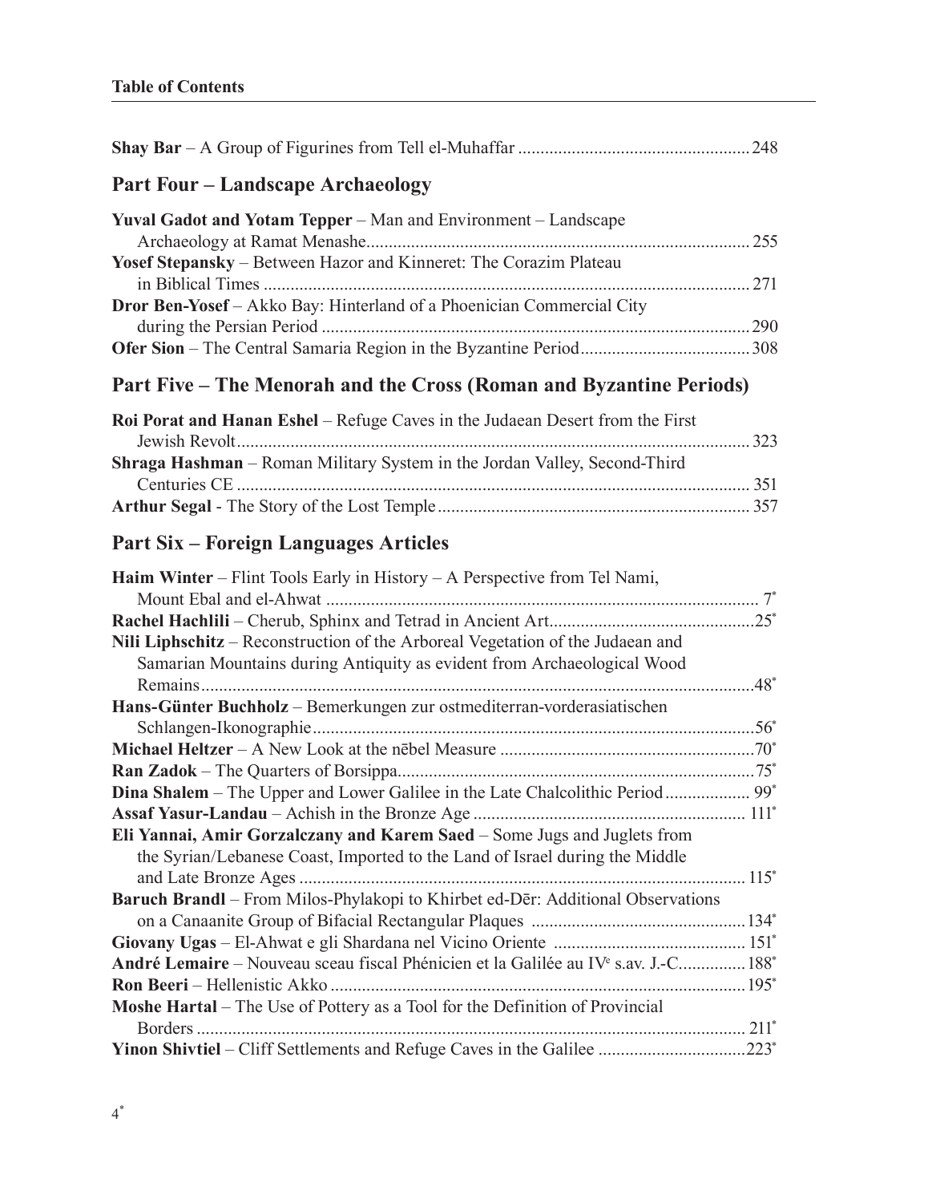**Table of Contents**

**Shay Bar** – A Group of Figurines from Tell el-Muhaffar ..................................................248

## Part Four – Landscape Archaeology

**Yuval Gadot and Yotam Tepper** – Man and Environment – Landscape Archaeology at Ramat Menashe..................................................................................... 255

**Yosef Stepansky** – Between Hazor and Kinneret: The Corazim Plateau in Biblical Times ............................................................................................................ 271

**Dror Ben-Yosef** – Akko Bay: Hinterland of a Phoenician Commercial City during the Persian Period ...............................................................................................290

**Ofer Sion** – The Central Samaria Region in the Byzantine Period......................................308

## Part Five – The Menorah and the Cross (Roman and Byzantine Periods)

**Roi Porat and Hanan Eshel** – Refuge Caves in the Judaean Desert from the First Jewish Revolt.................................................................................................................. 323

**Shraga Hashman** – Roman Military System in the Jordan Valley, Second-Third Centuries CE .................................................................................................................. 351

**Arthur Segal** - The Story of the Lost Temple..................................................................... 357

## Part Six – Foreign Languages Articles

**Haim Winter** – Flint Tools Early in History – A Perspective from Tel Nami, Mount Ebal and el-Ahwat ................................................................................................ 7*

**Rachel Hachlili** – Cherub, Sphinx and Tetrad in Ancient Art.............................................25*

**Nili Liphschitz** – Reconstruction of the Arboreal Vegetation of the Judaean and Samarian Mountains during Antiquity as evident from Archaeological Wood Remains...........................................................................................................................48*

**Hans-Günter Buchholz** – Bemerkungen zur ostmediterran-vorderasiatischen Schlangen-Ikonographie..................................................................................................56*

**Michael Heltzer** – A New Look at the nēbel Measure ........................................................70*

**Ran Zadok** – The Quarters of Borsippa...............................................................................75*

**Dina Shalem** – The Upper and Lower Galilee in the Late Chalcolithic Period.................. 99*

**Assaf Yasur-Landau** – Achish in the Bronze Age ............................................................ 111*

**Eli Yannai, Amir Gorzalczany and Karem Saed** – Some Jugs and Juglets from the Syrian/Lebanese Coast, Imported to the Land of Israel during the Middle and Late Bronze Ages ................................................................................................... 115*

**Baruch Brandl** – From Milos-Phylakopi to Khirbet ed-Dēr: Additional Observations on a Canaanite Group of Bifacial Rectangular Plaques ................................................134*

**Giovany Ugas** – El-Ahwat e gli Shardana nel Vicino Oriente .......................................... 151*

**André Lemaire** – Nouveau sceau fiscal Phénicien et la Galilée au IV^e^ s.av. J.-C...............188*

**Ron Beeri** – Hellenistic Akko ............................................................................................195*

**Moshe Hartal** – The Use of Pottery as a Tool for the Definition of Provincial Borders ........................................................................................................................... 211*

**Yinon Shivtiel** – Cliff Settlements and Refuge Caves in the Galilee ................................223*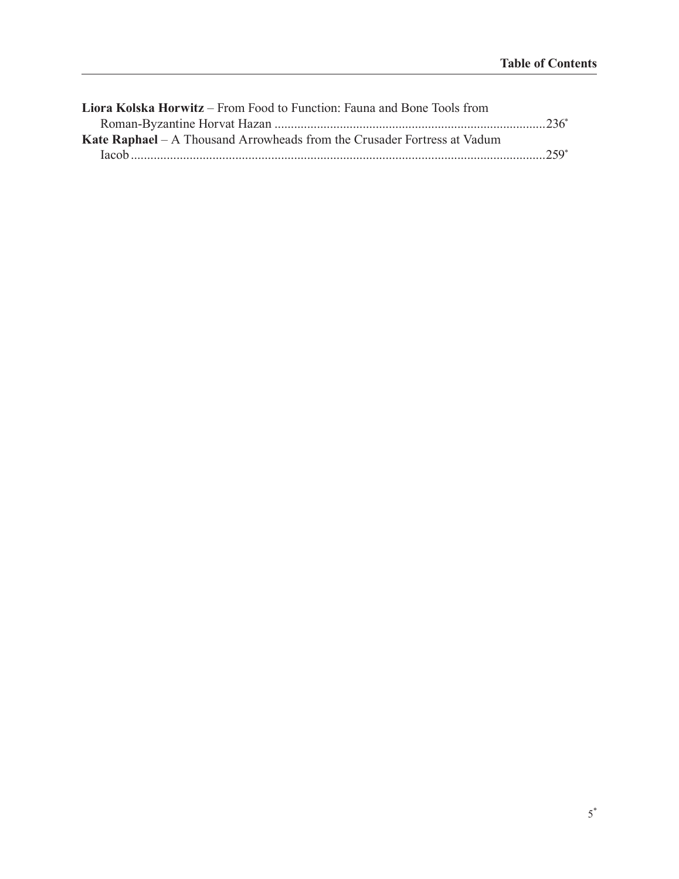**Liora Kolska Horwitz** – From Food to Function: Fauna and Bone Tools from Roman-Byzantine Horvat Hazan ...................................................................................236*

**Kate Raphael** – A Thousand Arrowheads from the Crusader Fortress at Vadum Iacob ..........................................................................................................................259*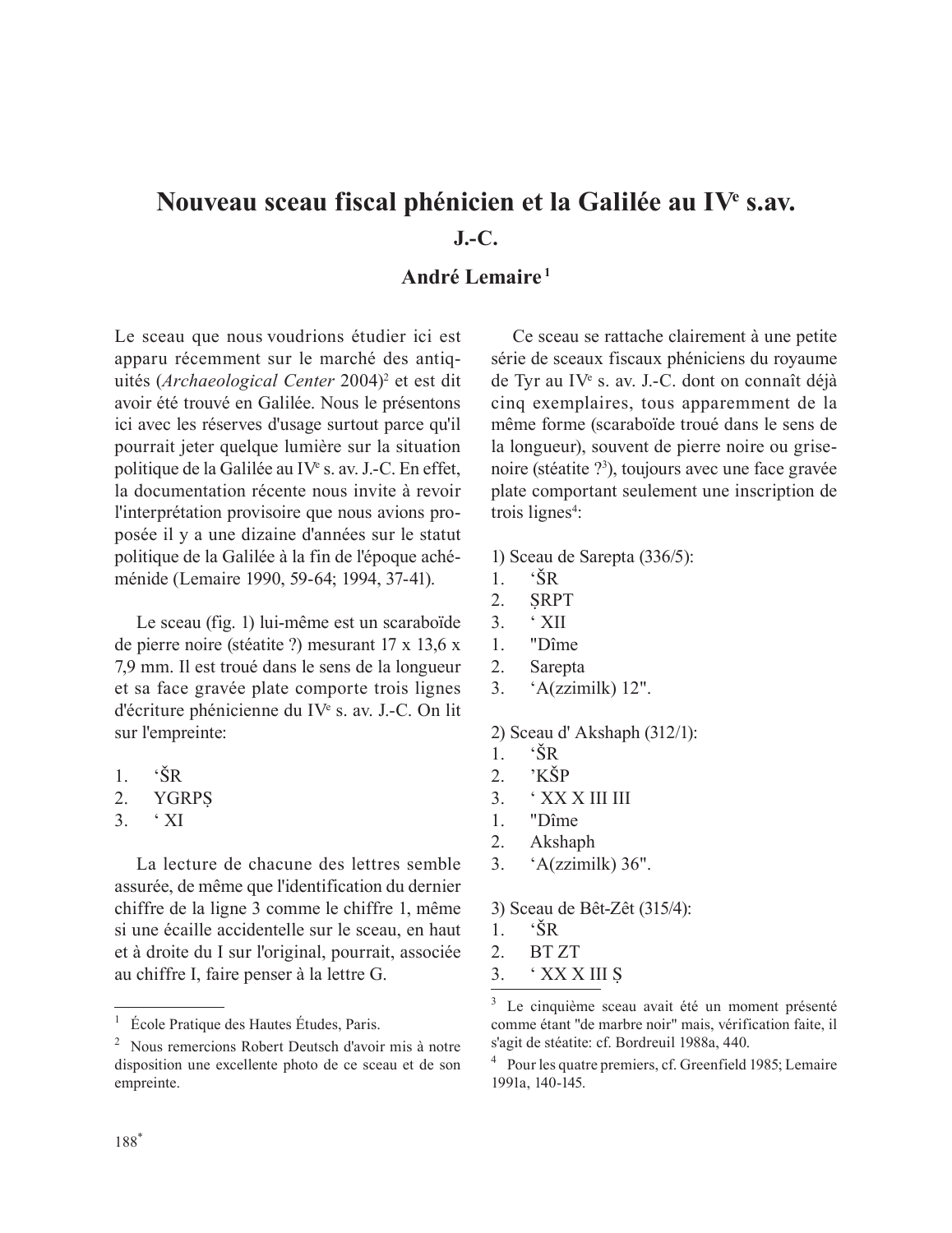# Nouveau sceau fiscal phénicien et la Galilée au IVe s.av. J.-C.

## André Lemaire [1]

Le sceau que nous voudrions étudier ici est apparu récemment sur le marché des antiquités (*Archaeological Center* 2004)[2] et est dit avoir été trouvé en Galilée. Nous le présentons ici avec les réserves d'usage surtout parce qu'il pourrait jeter quelque lumière sur la situation politique de la Galilée au IVe s. av. J.-C. En effet, la documentation récente nous invite à revoir l'interprétation provisoire que nous avions proposée il y a une dizaine d'années sur le statut politique de la Galilée à la fin de l'époque achéménide (Lemaire 1990, 59-64; 1994, 37-41).

Le sceau (fig. 1) lui-même est un scaraboïde de pierre noire (stéatite ?) mesurant 17 x 13,6 x 7,9 mm. Il est troué dans le sens de la longueur et sa face gravée plate comporte trois lignes d'écriture phénicienne du IVe s. av. J.-C. On lit sur l'empreinte:

1. ʿŠR
2. YGRPṢ
3. ʿ XI

La lecture de chacune des lettres semble assurée, de même que l'identification du dernier chiffre de la ligne 3 comme le chiffre 1, même si une écaille accidentelle sur le sceau, en haut et à droite du I sur l'original, pourrait, associée au chiffre I, faire penser à la lettre G.

Ce sceau se rattache clairement à une petite série de sceaux fiscaux phéniciens du royaume de Tyr au IVe s. av. J.-C. dont on connaît déjà cinq exemplaires, tous apparemment de la même forme (scaraboïde troué dans le sens de la longueur), souvent de pierre noire ou grise-noire (stéatite ?[3]), toujours avec une face gravée plate comportant seulement une inscription de trois lignes[4]:

1) Sceau de Sarepta (336/5):

1. ʿŠR
2. ṢRPT
3. ʿ XII

1. "Dîme
2. Sarepta
3. ʿA(zzimilk) 12".

2) Sceau d' Akshaph (312/1):

1. ʿŠR
2. ʾKŠP
3. ʿ XX X III III

1. "Dîme
2. Akshaph
3. ʿA(zzimilk) 36".

3) Sceau de Bêt-Zêt (315/4):

1. ʿŠR
2. BT ZT
3. ʿ XX X III Ṣ

---

[1] École Pratique des Hautes Études, Paris.

[2] Nous remercions Robert Deutsch d'avoir mis à notre disposition une excellente photo de ce sceau et de son empreinte.

[3] Le cinquième sceau avait été un moment présenté comme étant "de marbre noir" mais, vérification faite, il s'agit de stéatite: cf. Bordreuil 1988a, 440.

[4] Pour les quatre premiers, cf. Greenfield 1985; Lemaire 1991a, 140-145.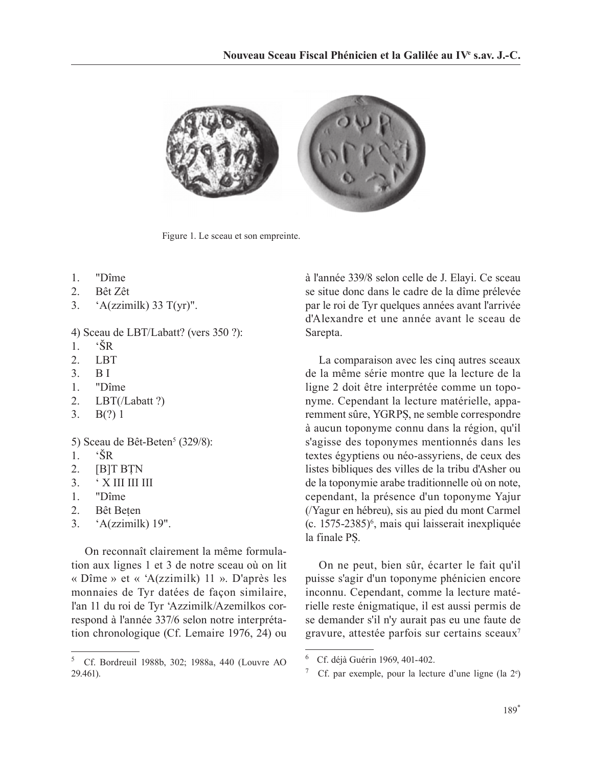Figure 1. Le sceau et son empreinte.

1. "Dîme
2. Bêt Zêt
3. ‘A(zzimilk) 33 T(yr)".

4) Sceau de LBT/Labatt? (vers 350 ?):

1. ‘ŠR
2. LBT
3. B I

1. "Dîme
2. LBT(/Labatt ?)
3. B(?) 1

5) Sceau de Bêt-Beten[5] (329/8):

1. ‘ŠR
2. [B]T BṬN
3. ‘ X III III III

1. "Dîme
2. Bêt Beṭen
3. ‘A(zzimilk) 19".

On reconnaît clairement la même formulation aux lignes 1 et 3 de notre sceau où on lit « Dîme » et « ‘A(zzimilk) 11 ». D'après les monnaies de Tyr datées de façon similaire, l'an 11 du roi de Tyr ‘Azzimilk/Azemilkos correspond à l'année 337/6 selon notre interprétation chronologique (Cf. Lemaire 1976, 24) ou à l'année 339/8 selon celle de J. Elayi. Ce sceau se situe donc dans le cadre de la dîme prélevée par le roi de Tyr quelques années avant l'arrivée d'Alexandre et une année avant le sceau de Sarepta.

La comparaison avec les cinq autres sceaux de la même série montre que la lecture de la ligne 2 doit être interprétée comme un toponyme. Cependant la lecture matérielle, apparemment sûre, YGRPṢ, ne semble correspondre à aucun toponyme connu dans la région, qu'il s'agisse des toponymes mentionnés dans les textes égyptiens ou néo-assyriens, de ceux des listes bibliques des villes de la tribu d'Asher ou de la toponymie arabe traditionnelle où on note, cependant, la présence d'un toponyme Yajur (/Yagur en hébreu), sis au pied du mont Carmel (c. 1575-2385)[6], mais qui laisserait inexpliquée la finale PṢ.

On ne peut, bien sûr, écarter le fait qu'il puisse s'agir d'un toponyme phénicien encore inconnu. Cependant, comme la lecture matérielle reste énigmatique, il est aussi permis de se demander s'il n'y aurait pas eu une faute de gravure, attestée parfois sur certains sceaux[7]

---

[5] Cf. Bordreuil 1988b, 302; 1988a, 440 (Louvre AO 29.461).

[6] Cf. déjà Guérin 1969, 401-402.

[7] Cf. par exemple, pour la lecture d'une ligne (la 2e)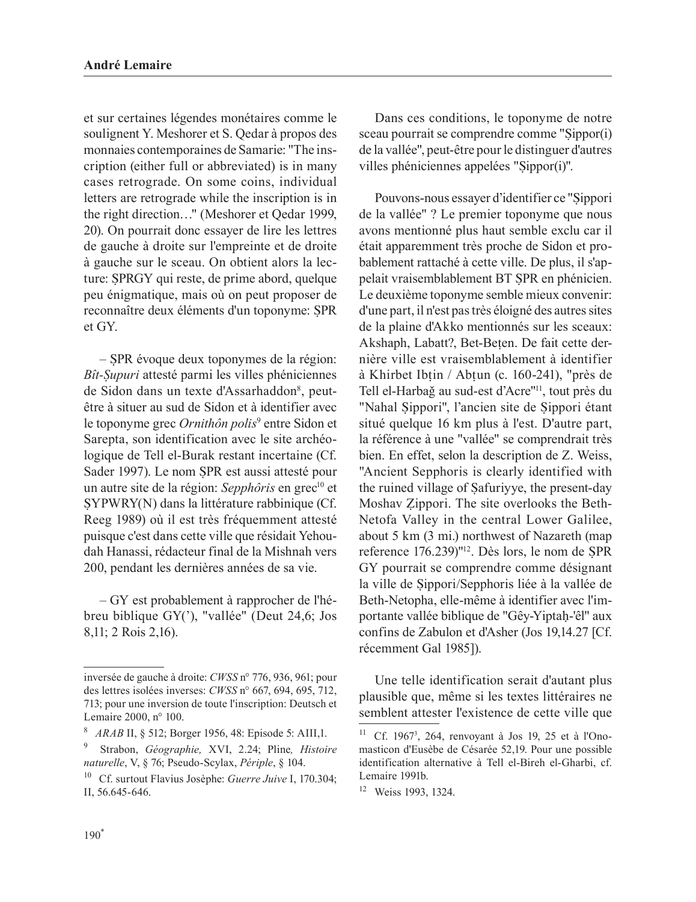et sur certaines légendes monétaires comme le soulignent Y. Meshorer et S. Qedar à propos des monnaies contemporaines de Samarie: "The inscription (either full or abbreviated) is in many cases retrograde. On some coins, individual letters are retrograde while the inscription is in the right direction…" (Meshorer et Qedar 1999, 20). On pourrait donc essayer de lire les lettres de gauche à droite sur l'empreinte et de droite à gauche sur le sceau. On obtient alors la lecture: ṢPRGY qui reste, de prime abord, quelque peu énigmatique, mais où on peut proposer de reconnaître deux éléments d'un toponyme: ṢPR et GY.

– ṢPR évoque deux toponymes de la région: *Bît-Ṣupuri* attesté parmi les villes phéniciennes de Sidon dans un texte d'Assarhaddon[8], peut-être à situer au sud de Sidon et à identifier avec le toponyme grec *Ornithôn polis*[9] entre Sidon et Sarepta, son identification avec le site archéologique de Tell el-Burak restant incertaine (Cf. Sader 1997). Le nom ṢPR est aussi attesté pour un autre site de la région: *Sepphôris* en grec[10] et ṢYPWRY(N) dans la littérature rabbinique (Cf. Reeg 1989) où il est très fréquemment attesté puisque c'est dans cette ville que résidait Yehoudah Hanassi, rédacteur final de la Mishnah vers 200, pendant les dernières années de sa vie.

– GY est probablement à rapprocher de l'hébreu biblique GY('), "vallée" (Deut 24,6; Jos 8,11; 2 Rois 2,16).

Dans ces conditions, le toponyme de notre sceau pourrait se comprendre comme "Ṣippor(i) de la vallée", peut-être pour le distinguer d'autres villes phéniciennes appelées "Ṣippor(i)".

Pouvons-nous essayer d'identifier ce "Ṣippori de la vallée" ? Le premier toponyme que nous avons mentionné plus haut semble exclu car il était apparemment très proche de Sidon et probablement rattaché à cette ville. De plus, il s'appelait vraisemblablement BT ṢPR en phénicien. Le deuxième toponyme semble mieux convenir: d'une part, il n'est pas très éloigné des autres sites de la plaine d'Akko mentionnés sur les sceaux: Akshaph, Labatt?, Bet-Beṭen. De fait cette dernière ville est vraisemblablement à identifier à Khirbet Ibṭin / Abṭun (c. 160-241), "près de Tell el-Harbağ au sud-est d'Acre"[11], tout près du "Nahal Ṣippori", l'ancien site de Ṣippori étant situé quelque 16 km plus à l'est. D'autre part, la référence à une "vallée" se comprendrait très bien. En effet, selon la description de Z. Weiss, "Ancient Sepphoris is clearly identified with the ruined village of Ṣafuriyye, the present-day Moshav Ẓippori. The site overlooks the Beth-Netofa Valley in the central Lower Galilee, about 5 km (3 mi.) northwest of Nazareth (map reference 176.239)"[12]. Dès lors, le nom de ṢPR GY pourrait se comprendre comme désignant la ville de Ṣippori/Sepphoris liée à la vallée de Beth-Netopha, elle-même à identifier avec l'importante vallée biblique de "Gêy-Yiptaḥ-'êl" aux confins de Zabulon et d'Asher (Jos 19,14.27 [Cf. récemment Gal 1985]).

Une telle identification serait d'autant plus plausible que, même si les textes littéraires ne semblent attester l'existence de cette ville que

---

inversée de gauche à droite: *CWSS* n° 776, 936, 961; pour des lettres isolées inverses: *CWSS* n° 667, 694, 695, 712, 713; pour une inversion de toute l'inscription: Deutsch et Lemaire 2000, n° 100.

8 *ARAB* II, § 512; Borger 1956, 48: Episode 5: AIII,1.

9 Strabon, *Géographie,* XVI, 2.24; Pline*, Histoire naturelle*, V, § 76; Pseudo-Scylax, *Périple*, § 104.

10 Cf. surtout Flavius Josèphe: *Guerre Juive* I, 170.304; II, 56.645-646.

11 Cf. 1967[3], 264, renvoyant à Jos 19, 25 et à l'Onomasticon d'Eusèbe de Césarée 52,19. Pour une possible identification alternative à Tell el-Bireh el-Gharbi, cf. Lemaire 1991b.

12 Weiss 1993, 1324.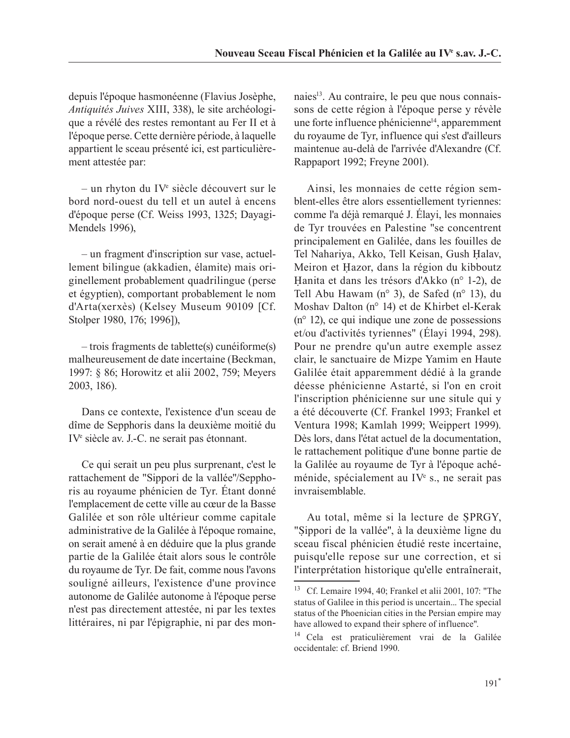depuis l'époque hasmonéenne (Flavius Josèphe, *Antiquités Juives* XIII, 338), le site archéologique a révélé des restes remontant au Fer II et à l'époque perse. Cette dernière période, à laquelle appartient le sceau présenté ici, est particulièrement attestée par:

– un rhyton du IVe siècle découvert sur le bord nord-ouest du tell et un autel à encens d'époque perse (Cf. Weiss 1993, 1325; Dayagi-Mendels 1996),

– un fragment d'inscription sur vase, actuellement bilingue (akkadien, élamite) mais originellement probablement quadrilingue (perse et égyptien), comportant probablement le nom d'Arta(xerxès) (Kelsey Museum 90109 [Cf. Stolper 1980, 176; 1996]),

– trois fragments de tablette(s) cunéiforme(s) malheureusement de date incertaine (Beckman, 1997: § 86; Horowitz et alii 2002, 759; Meyers 2003, 186).

Dans ce contexte, l'existence d'un sceau de dîme de Sepphoris dans la deuxième moitié du IVe siècle av. J.-C. ne serait pas étonnant.

Ce qui serait un peu plus surprenant, c'est le rattachement de "Sippori de la vallée"/Sepphoris au royaume phénicien de Tyr. Étant donné l'emplacement de cette ville au cœur de la Basse Galilée et son rôle ultérieur comme capitale administrative de la Galilée à l'époque romaine, on serait amené à en déduire que la plus grande partie de la Galilée était alors sous le contrôle du royaume de Tyr. De fait, comme nous l'avons souligné ailleurs, l'existence d'une province autonome de Galilée autonome à l'époque perse n'est pas directement attestée, ni par les textes littéraires, ni par l'épigraphie, ni par des monnaies[13]. Au contraire, le peu que nous connaissons de cette région à l'époque perse y révèle une forte influence phénicienne[14], apparemment du royaume de Tyr, influence qui s'est d'ailleurs maintenue au-delà de l'arrivée d'Alexandre (Cf. Rappaport 1992; Freyne 2001).

Ainsi, les monnaies de cette région semblent-elles être alors essentiellement tyriennes: comme l'a déjà remarqué J. Élayi, les monnaies de Tyr trouvées en Palestine "se concentrent principalement en Galilée, dans les fouilles de Tel Nahariya, Akko, Tell Keisan, Gush Ḥalav, Meiron et Ḥazor, dans la région du kibboutz Ḥanita et dans les trésors d'Akko (n° 1-2), de Tell Abu Hawam (n° 3), de Safed (n° 13), du Moshav Dalton (n° 14) et de Khirbet el-Kerak (n° 12), ce qui indique une zone de possessions et/ou d'activités tyriennes" (Élayi 1994, 298). Pour ne prendre qu'un autre exemple assez clair, le sanctuaire de Mizpe Yamim en Haute Galilée était apparemment dédié à la grande déesse phénicienne Astarté, si l'on en croit l'inscription phénicienne sur une situle qui y a été découverte (Cf. Frankel 1993; Frankel et Ventura 1998; Kamlah 1999; Weippert 1999). Dès lors, dans l'état actuel de la documentation, le rattachement politique d'une bonne partie de la Galilée au royaume de Tyr à l'époque achéménide, spécialement au IVe s., ne serait pas invraisemblable.

Au total, même si la lecture de ṢPRGY, "Ṣippori de la vallée", à la deuxième ligne du sceau fiscal phénicien étudié reste incertaine, puisqu'elle repose sur une correction, et si l'interprétation historique qu'elle entraînerait,

---

[13] Cf. Lemaire 1994, 40; Frankel et alii 2001, 107: "The status of Galilee in this period is uncertain... The special status of the Phoenician cities in the Persian empire may have allowed to expand their sphere of influence".

[14] Cela est praticulièrement vrai de la Galilée occidentale: cf. Briend 1990.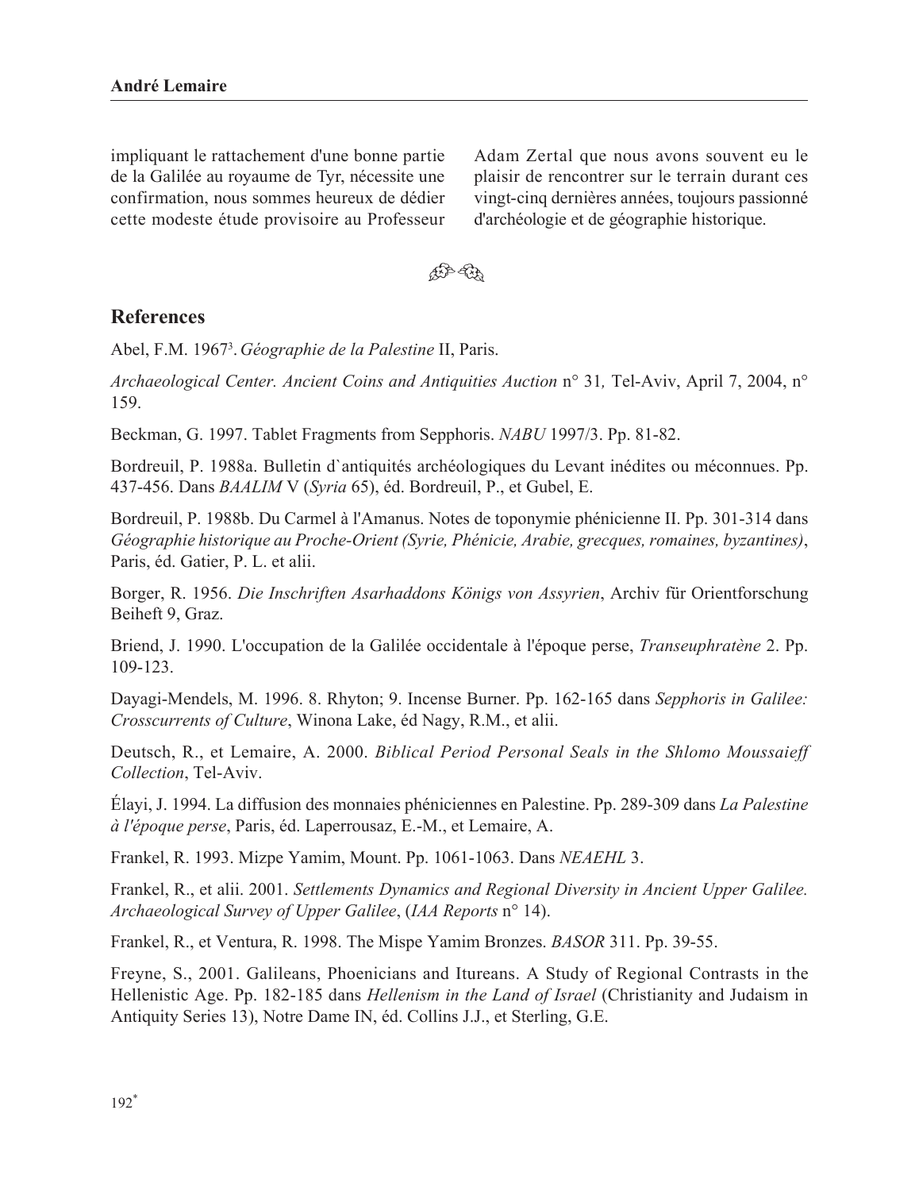impliquant le rattachement d'une bonne partie de la Galilée au royaume de Tyr, nécessite une confirmation, nous sommes heureux de dédier cette modeste étude provisoire au Professeur Adam Zertal que nous avons souvent eu le plaisir de rencontrer sur le terrain durant ces vingt-cinq dernières années, toujours passionné d'archéologie et de géographie historique.

## References

Abel, F.M. 1967[3]. *Géographie de la Palestine* II, Paris.

*Archaeological Center. Ancient Coins and Antiquities Auction* n° 31*,* Tel-Aviv, April 7, 2004, n° 159.

Beckman, G. 1997. Tablet Fragments from Sepphoris. *NABU* 1997/3. Pp. 81-82.

Bordreuil, P. 1988a. Bulletin d`antiquités archéologiques du Levant inédites ou méconnues. Pp. 437-456. Dans *BAALIM* V (*Syria* 65), éd. Bordreuil, P., et Gubel, E.

Bordreuil, P. 1988b. Du Carmel à l'Amanus. Notes de toponymie phénicienne II. Pp. 301-314 dans *Géographie historique au Proche-Orient (Syrie, Phénicie, Arabie, grecques, romaines, byzantines)*, Paris, éd. Gatier, P. L. et alii.

Borger, R. 1956. *Die Inschriften Asarhaddons Königs von Assyrien*, Archiv für Orientforschung Beiheft 9, Graz.

Briend, J. 1990. L'occupation de la Galilée occidentale à l'époque perse, *Transeuphratène* 2. Pp. 109-123.

Dayagi-Mendels, M. 1996. 8. Rhyton; 9. Incense Burner. Pp. 162-165 dans *Sepphoris in Galilee: Crosscurrents of Culture*, Winona Lake, éd Nagy, R.M., et alii.

Deutsch, R., et Lemaire, A. 2000. *Biblical Period Personal Seals in the Shlomo Moussaieff Collection*, Tel-Aviv.

Élayi, J. 1994. La diffusion des monnaies phéniciennes en Palestine. Pp. 289-309 dans *La Palestine à l'époque perse*, Paris, éd. Laperrousaz, E.-M., et Lemaire, A.

Frankel, R. 1993. Mizpe Yamim, Mount. Pp. 1061-1063. Dans *NEAEHL* 3.

Frankel, R., et alii. 2001. *Settlements Dynamics and Regional Diversity in Ancient Upper Galilee. Archaeological Survey of Upper Galilee*, (*IAA Reports* n° 14).

Frankel, R., et Ventura, R. 1998. The Mispe Yamim Bronzes. *BASOR* 311. Pp. 39-55.

Freyne, S., 2001. Galileans, Phoenicians and Itureans. A Study of Regional Contrasts in the Hellenistic Age. Pp. 182-185 dans *Hellenism in the Land of Israel* (Christianity and Judaism in Antiquity Series 13), Notre Dame IN, éd. Collins J.J., et Sterling, G.E.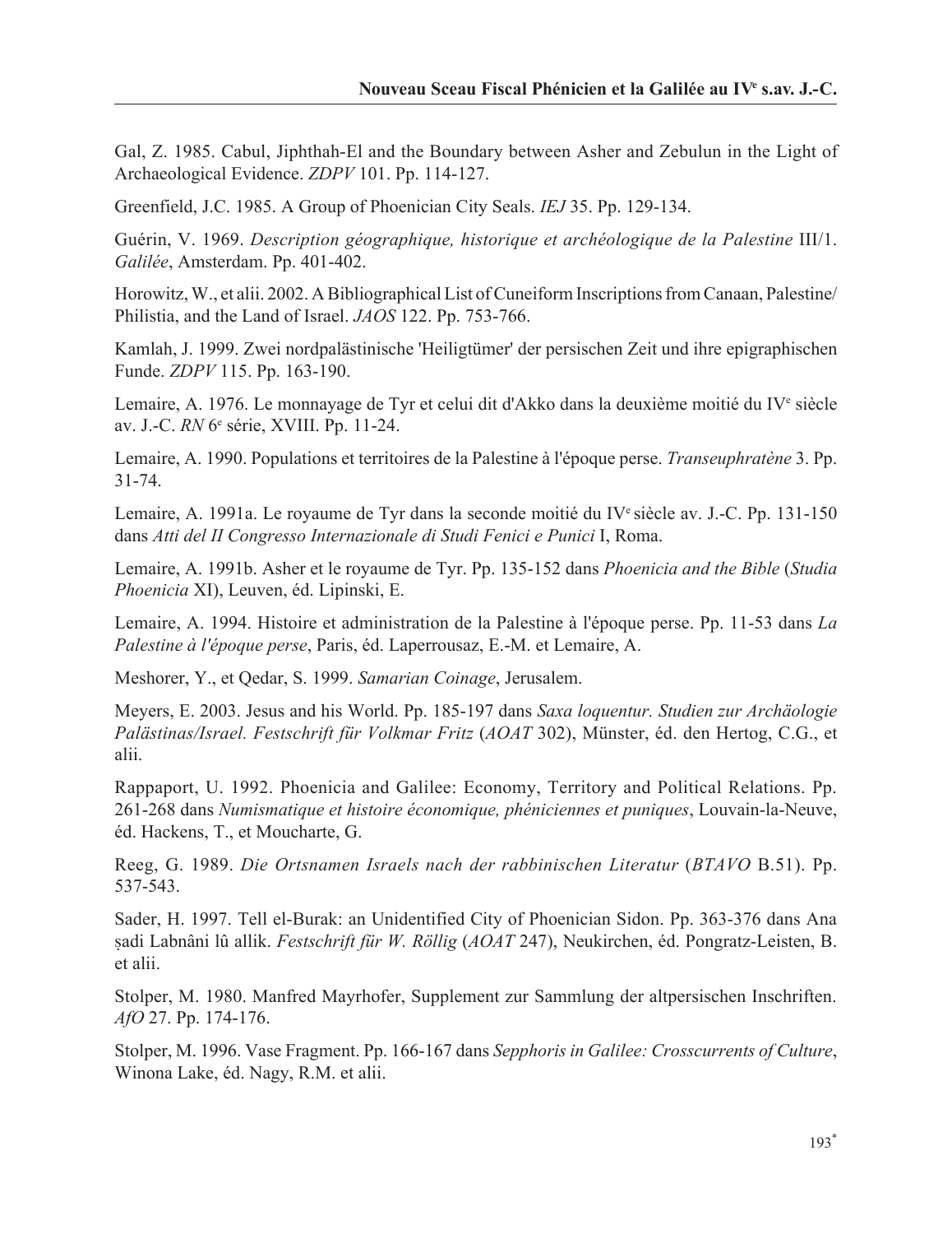Gal, Z. 1985. Cabul, Jiphthah-El and the Boundary between Asher and Zebulun in the Light of Archaeological Evidence. *ZDPV* 101. Pp. 114-127.

Greenfield, J.C. 1985. A Group of Phoenician City Seals. *IEJ* 35. Pp. 129-134.

Guérin, V. 1969. *Description géographique, historique et archéologique de la Palestine* III/1. *Galilée*, Amsterdam. Pp. 401-402.

Horowitz, W., et alii. 2002. A Bibliographical List of Cuneiform Inscriptions from Canaan, Palestine/Philistia, and the Land of Israel. *JAOS* 122. Pp. 753-766.

Kamlah, J. 1999. Zwei nordpalästinische 'Heiligtümer' der persischen Zeit und ihre epigraphischen Funde. *ZDPV* 115. Pp. 163-190.

Lemaire, A. 1976. Le monnayage de Tyr et celui dit d'Akko dans la deuxième moitié du IV^e siècle av. J.-C. *RN* 6^e série, XVIII. Pp. 11-24.

Lemaire, A. 1990. Populations et territoires de la Palestine à l'époque perse. *Transeuphratène* 3. Pp. 31-74.

Lemaire, A. 1991a. Le royaume de Tyr dans la seconde moitié du IV^e siècle av. J.-C. Pp. 131-150 dans *Atti del II Congresso Internazionale di Studi Fenici e Punici* I, Roma.

Lemaire, A. 1991b. Asher et le royaume de Tyr. Pp. 135-152 dans *Phoenicia and the Bible* (*Studia Phoenicia* XI), Leuven, éd. Lipinski, E.

Lemaire, A. 1994. Histoire et administration de la Palestine à l'époque perse. Pp. 11-53 dans *La Palestine à l'époque perse*, Paris, éd. Laperrousaz, E.-M. et Lemaire, A.

Meshorer, Y., et Qedar, S. 1999. *Samarian Coinage*, Jerusalem.

Meyers, E. 2003. Jesus and his World. Pp. 185-197 dans *Saxa loquentur. Studien zur Archäologie Palästinas/Israel. Festschrift für Volkmar Fritz* (*AOAT* 302), Münster, éd. den Hertog, C.G., et alii.

Rappaport, U. 1992. Phoenicia and Galilee: Economy, Territory and Political Relations. Pp. 261-268 dans *Numismatique et histoire économique, phéniciennes et puniques*, Louvain-la-Neuve, éd. Hackens, T., et Moucharte, G.

Reeg, G. 1989. *Die Ortsnamen Israels nach der rabbinischen Literatur* (*BTAVO* B.51). Pp. 537-543.

Sader, H. 1997. Tell el-Burak: an Unidentified City of Phoenician Sidon. Pp. 363-376 dans Ana ṣadi Labnâni lû allik. *Festschrift für W. Röllig* (*AOAT* 247), Neukirchen, éd. Pongratz-Leisten, B. et alii.

Stolper, M. 1980. Manfred Mayrhofer, Supplement zur Sammlung der altpersischen Inschriften. *AfO* 27. Pp. 174-176.

Stolper, M. 1996. Vase Fragment. Pp. 166-167 dans *Sepphoris in Galilee: Crosscurrents of Culture*, Winona Lake, éd. Nagy, R.M. et alii.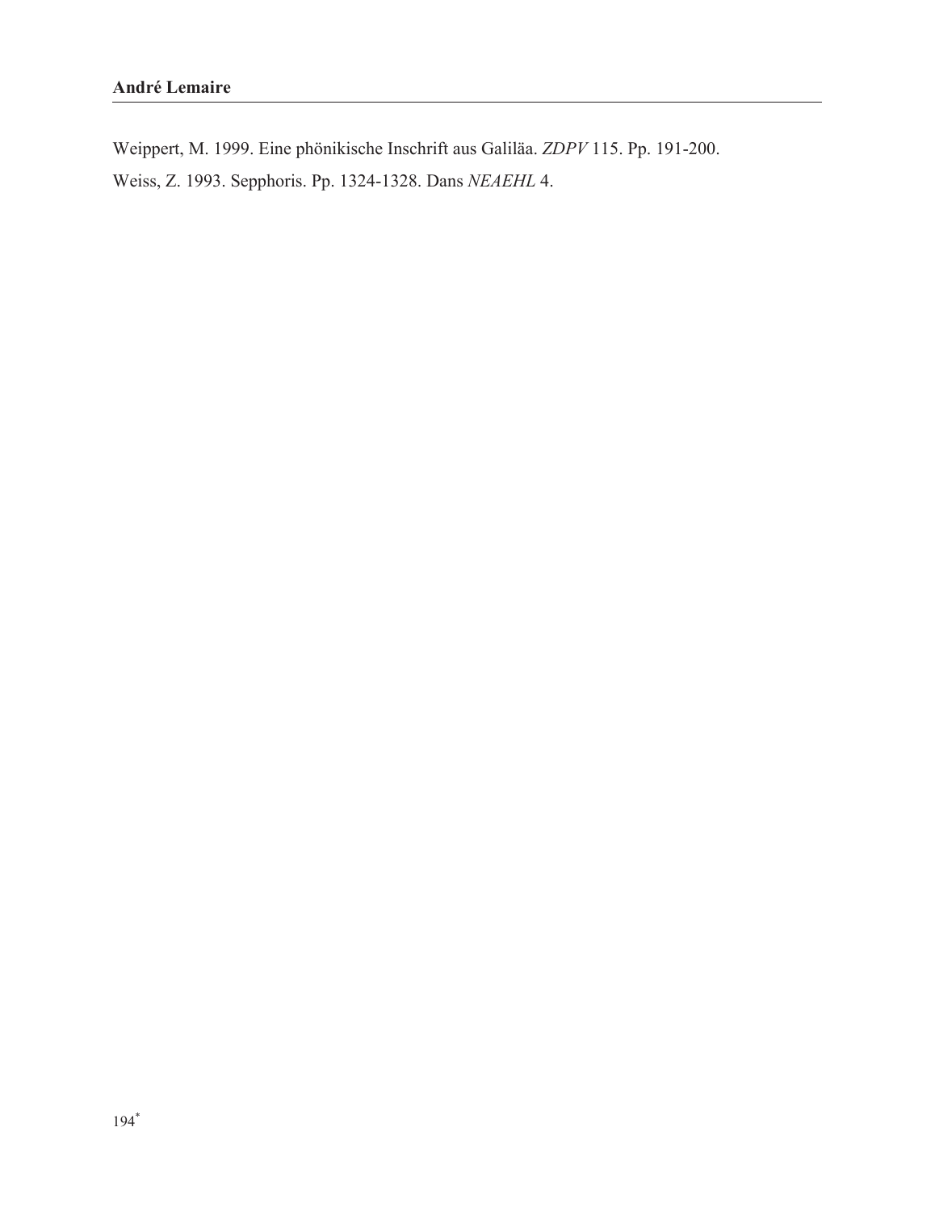Weippert, M. 1999. Eine phönikische Inschrift aus Galiläa. *ZDPV* 115. Pp. 191-200.

Weiss, Z. 1993. Sepphoris. Pp. 1324-1328. Dans *NEAEHL* 4.